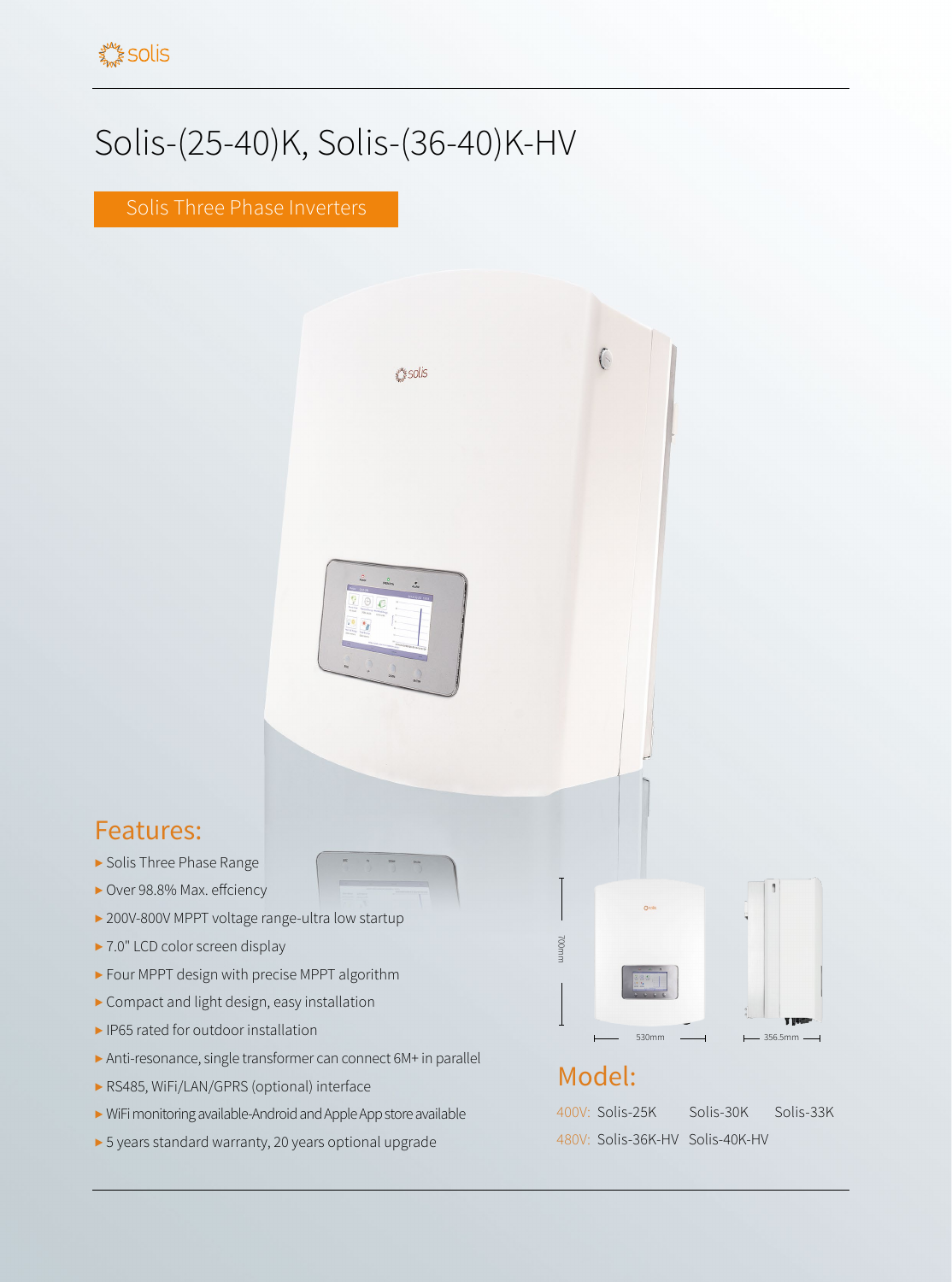# Solis-(25-40)K, Solis-(36-40)K-HV

## Solis Three Phase Inverters

## Features:

- Solis Three Phase Range
- Over 98.8% Max. effciency
- 200V-800V MPPT voltage range-ultra low startup
- 7.0" LCD color screen display
- Four MPPT design with precise MPPT algorithm
- Compact and light design, easy installation
- IP65 rated for outdoor installation
- Anti-resonance, single transformer can connect 6M+ in parallel
- RS485, WiFi/LAN/GPRS (optional) interface
- WiFi monitoring available-Android and Apple App store available
- 5 years standard warranty, 20 years optional upgrade

700mm

530mm

356.5mm

## Model:

400V: Solis-25K Solis-30K Solis-33K

480V: Solis-36K-HV Solis-40K-HV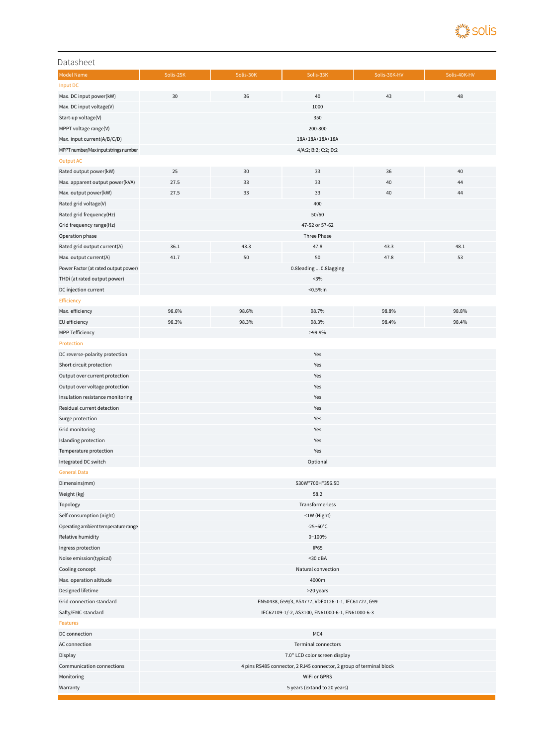## Datasheet

| Model Name | Solis-25K | Solis-30K | Solis-33K | Solis-36K-HV | Solis-40K-HV |
|---|---|---|---|---|---|
| **Input DC** | | | | | |
| Max. DC input power(kW) | 30 | 36 | 40 | 43 | 48 |
| Max. DC input voltage(V) | | | 1000 | | |
| Start-up voltage(V) | | | 350 | | |
| MPPT voltage range(V) | | | 200-800 | | |
| Max. input current(A/B/C/D) | | | 18A+18A+18A+18A | | |
| MPPT number/Max input strings number | | | 4/A:2; B:2; C:2; D:2 | | |
| **Output AC** | | | | | |
| Rated output power(kW) | 25 | 30 | 33 | 36 | 40 |
| Max. apparent output power(kVA) | 27.5 | 33 | 33 | 40 | 44 |
| Max. output power(kW) | 27.5 | 33 | 33 | 40 | 44 |
| Rated grid voltage(V) | | | 400 | | |
| Rated grid frequency(Hz) | | | 50/60 | | |
| Grid frequency range(Hz) | | | 47-52 or 57-62 | | |
| Operation phase | | | Three Phase | | |
| Rated grid output current(A) | 36.1 | 43.3 | 47.8 | 43.3 | 48.1 |
| Max. output current(A) | 41.7 | 50 | 50 | 47.8 | 53 |
| Power Factor (at rated output power) | | | 0.8leading ... 0.8lagging | | |
| THDi (at rated output power) | | | <3% | | |
| DC injection current | | | <0.5%In | | |
| **Efficiency** | | | | | |
| Max. efficiency | 98.6% | 98.6% | 98.7% | 98.8% | 98.8% |
| EU efficiency | 98.3% | 98.3% | 98.3% | 98.4% | 98.4% |
| MPP Tefficiency | | | >99.9% | | |
| **Protection** | | | | | |
| DC reverse-polarity protection | | | Yes | | |
| Short circuit protection | | | Yes | | |
| Output over current protection | | | Yes | | |
| Output over voltage protection | | | Yes | | |
| Insulation resistance monitoring | | | Yes | | |
| Residual current detection | | | Yes | | |
| Surge protection | | | Yes | | |
| Grid monitoring | | | Yes | | |
| Islanding protection | | | Yes | | |
| Temperature protection | | | Yes | | |
| Integrated DC switch | | | Optional | | |
| **General Data** | | | | | |
| Dimensins(mm) | | | 530W*700H*356.5D | | |
| Weight (kg) | | | 58.2 | | |
| Topology | | | Transformerless | | |
| Self consumption (night) | | | <1W (Night) | | |
| Operating ambient temperature range | | | -25~60°C | | |
| Relative humidity | | | 0~100% | | |
| Ingress protection | | | IP65 | | |
| Noise emission(typical) | | | <30 dBA | | |
| Cooling concept | | | Natural convection | | |
| Max. operation altitude | | | 4000m | | |
| Designed lifetime | | | >20 years | | |
| Grid connection standard | | | EN50438, G59/3, AS4777, VDE0126-1-1, IEC61727, G99 | | |
| Safty/EMC standard | | | IEC62109-1/-2, AS3100, EN61000-6-1, EN61000-6-3 | | |
| **Features** | | | | | |
| DC connection | | | MC4 | | |
| AC connection | | | Terminal connectors | | |
| Display | | | 7.0" LCD color screen display | | |
| Communication connections | | | 4 pins RS485 connector, 2 RJ45 connector, 2 group of terminal block | | |
| Monitoring | | | WiFi or GPRS | | |
| Warranty | | | 5 years (extand to 20 years) | | |